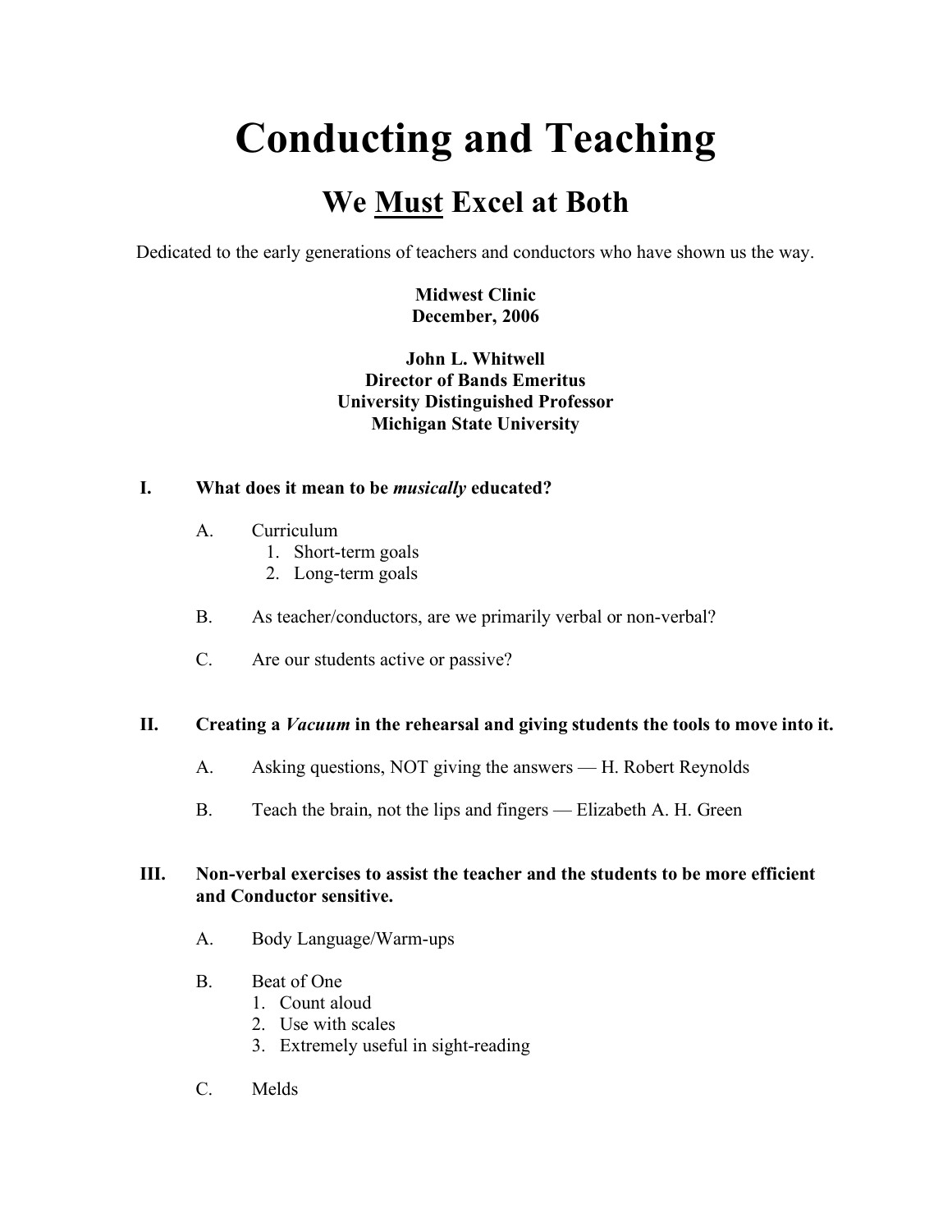# Conducting and Teaching

## We <u>Must</u> Excel at Both

Dedicated to the early generations of teachers and conductors who have shown us the way.

**Midwest Clinic**
**December, 2006**

**John L. Whitwell**
**Director of Bands Emeritus**
**University Distinguished Professor**
**Michigan State University**

**I. What does it mean to be *musically* educated?**

- A. Curriculum
  1. Short-term goals
  2. Long-term goals
- B. As teacher/conductors, are we primarily verbal or non-verbal?
- C. Are our students active or passive?

**II. Creating a *Vacuum* in the rehearsal and giving students the tools to move into it.**

- A. Asking questions, NOT giving the answers — H. Robert Reynolds
- B. Teach the brain, not the lips and fingers — Elizabeth A. H. Green

**III. Non-verbal exercises to assist the teacher and the students to be more efficient and Conductor sensitive.**

- A. Body Language/Warm-ups
- B. Beat of One
  1. Count aloud
  2. Use with scales
  3. Extremely useful in sight-reading
- C. Melds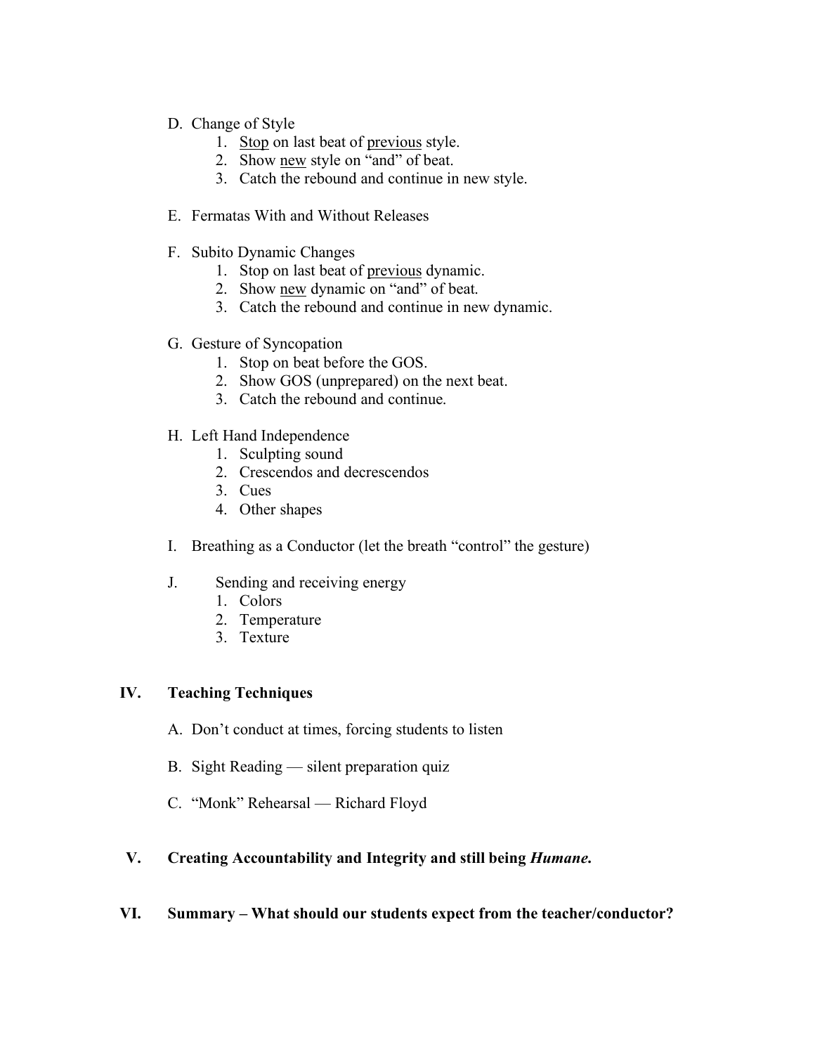D. Change of Style
   1. <u>Stop</u> on last beat of <u>previous</u> style.
   2. Show <u>new</u> style on "and" of beat.
   3. Catch the rebound and continue in new style.

E. Fermatas With and Without Releases

F. Subito Dynamic Changes
   1. Stop on last beat of <u>previous</u> dynamic.
   2. Show <u>new</u> dynamic on "and" of beat.
   3. Catch the rebound and continue in new dynamic.

G. Gesture of Syncopation
   1. Stop on beat before the GOS.
   2. Show GOS (unprepared) on the next beat.
   3. Catch the rebound and continue.

H. Left Hand Independence
   1. Sculpting sound
   2. Crescendos and decrescendos
   3. Cues
   4. Other shapes

I. Breathing as a Conductor (let the breath "control" the gesture)

J. Sending and receiving energy
   1. Colors
   2. Temperature
   3. Texture

## IV. Teaching Techniques

A. Don't conduct at times, forcing students to listen

B. Sight Reading — silent preparation quiz

C. "Monk" Rehearsal — Richard Floyd

## V. Creating Accountability and Integrity and still being *Humane.*

## VI. Summary – What should our students expect from the teacher/conductor?